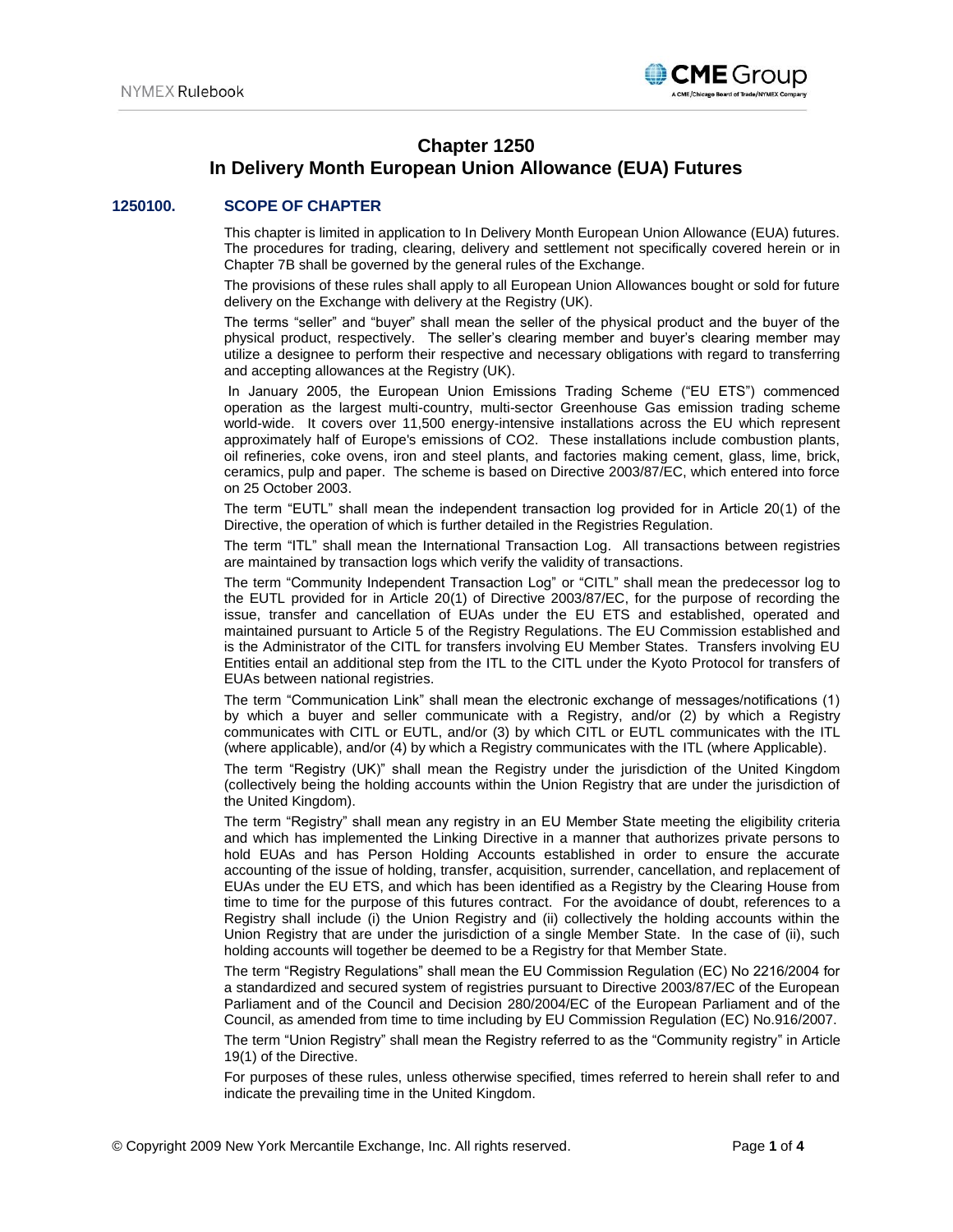# Chapter 1250
# In Delivery Month European Union Allowance (EUA) Futures

## 1250100. SCOPE OF CHAPTER

This chapter is limited in application to In Delivery Month European Union Allowance (EUA) futures. The procedures for trading, clearing, delivery and settlement not specifically covered herein or in Chapter 7B shall be governed by the general rules of the Exchange.

The provisions of these rules shall apply to all European Union Allowances bought or sold for future delivery on the Exchange with delivery at the Registry (UK).

The terms "seller" and "buyer" shall mean the seller of the physical product and the buyer of the physical product, respectively. The seller's clearing member and buyer's clearing member may utilize a designee to perform their respective and necessary obligations with regard to transferring and accepting allowances at the Registry (UK).

In January 2005, the European Union Emissions Trading Scheme ("EU ETS") commenced operation as the largest multi-country, multi-sector Greenhouse Gas emission trading scheme world-wide. It covers over 11,500 energy-intensive installations across the EU which represent approximately half of Europe's emissions of $CO_2$. These installations include combustion plants, oil refineries, coke ovens, iron and steel plants, and factories making cement, glass, lime, brick, ceramics, pulp and paper. The scheme is based on Directive 2003/87/EC, which entered into force on 25 October 2003.

The term "EUTL" shall mean the independent transaction log provided for in Article 20(1) of the Directive, the operation of which is further detailed in the Registries Regulation.

The term "ITL" shall mean the International Transaction Log. All transactions between registries are maintained by transaction logs which verify the validity of transactions.

The term "Community Independent Transaction Log" or "CITL" shall mean the predecessor log to the EUTL provided for in Article 20(1) of Directive 2003/87/EC, for the purpose of recording the issue, transfer and cancellation of EUAs under the EU ETS and established, operated and maintained pursuant to Article 5 of the Registry Regulations. The EU Commission established and is the Administrator of the CITL for transfers involving EU Member States. Transfers involving EU Entities entail an additional step from the ITL to the CITL under the Kyoto Protocol for transfers of EUAs between national registries.

The term "Communication Link" shall mean the electronic exchange of messages/notifications (1) by which a buyer and seller communicate with a Registry, and/or (2) by which a Registry communicates with CITL or EUTL, and/or (3) by which CITL or EUTL communicates with the ITL (where applicable), and/or (4) by which a Registry communicates with the ITL (where Applicable).

The term "Registry (UK)" shall mean the Registry under the jurisdiction of the United Kingdom (collectively being the holding accounts within the Union Registry that are under the jurisdiction of the United Kingdom).

The term "Registry" shall mean any registry in an EU Member State meeting the eligibility criteria and which has implemented the Linking Directive in a manner that authorizes private persons to hold EUAs and has Person Holding Accounts established in order to ensure the accurate accounting of the issue of holding, transfer, acquisition, surrender, cancellation, and replacement of EUAs under the EU ETS, and which has been identified as a Registry by the Clearing House from time to time for the purpose of this futures contract. For the avoidance of doubt, references to a Registry shall include (i) the Union Registry and (ii) collectively the holding accounts within the Union Registry that are under the jurisdiction of a single Member State. In the case of (ii), such holding accounts will together be deemed to be a Registry for that Member State.

The term "Registry Regulations" shall mean the EU Commission Regulation (EC) No 2216/2004 for a standardized and secured system of registries pursuant to Directive 2003/87/EC of the European Parliament and of the Council and Decision 280/2004/EC of the European Parliament and of the Council, as amended from time to time including by EU Commission Regulation (EC) No.916/2007.

The term "Union Registry" shall mean the Registry referred to as the "Community registry" in Article 19(1) of the Directive.

For purposes of these rules, unless otherwise specified, times referred to herein shall refer to and indicate the prevailing time in the United Kingdom.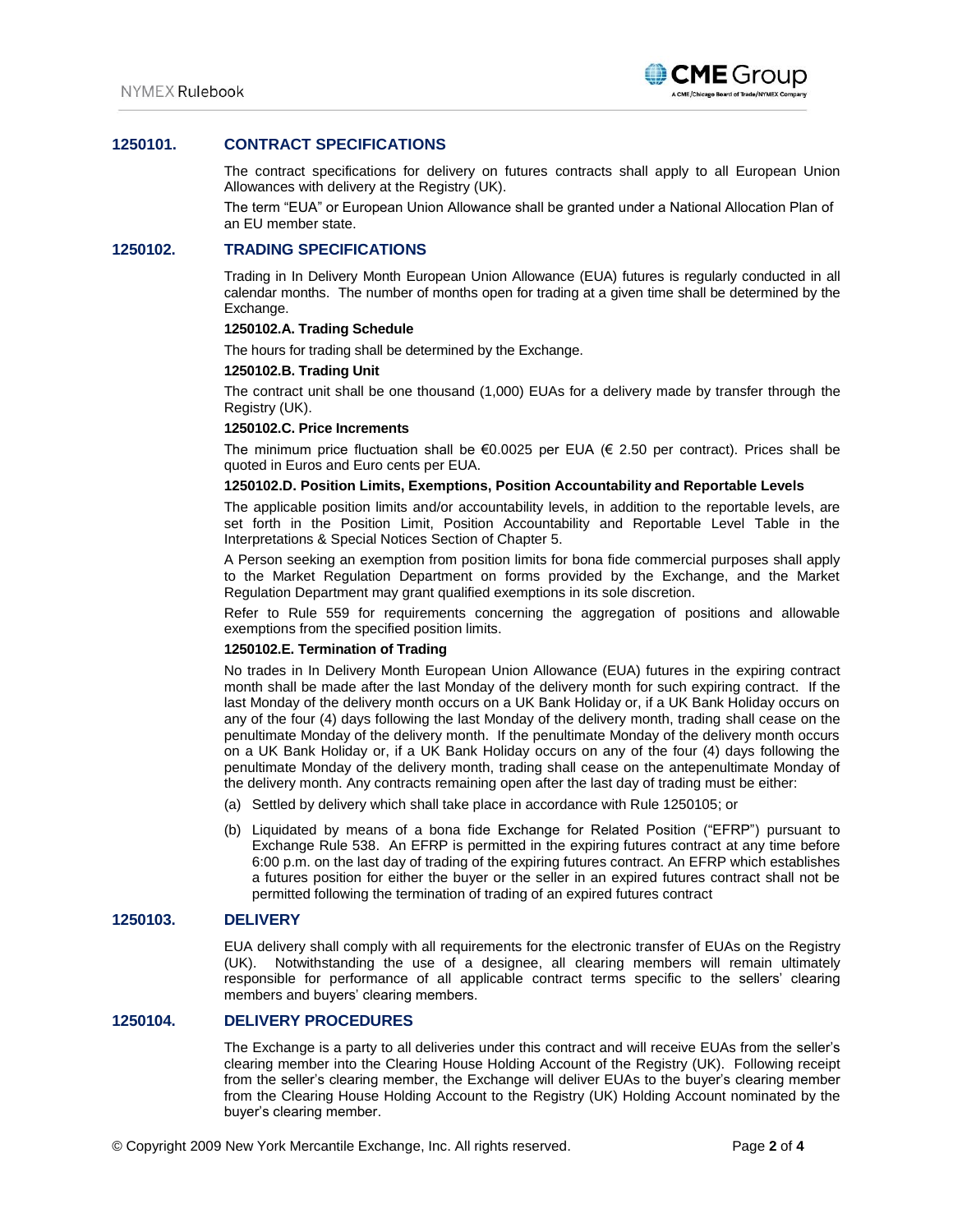## 1250101. CONTRACT SPECIFICATIONS

The contract specifications for delivery on futures contracts shall apply to all European Union Allowances with delivery at the Registry (UK).

The term "EUA" or European Union Allowance shall be granted under a National Allocation Plan of an EU member state.

## 1250102. TRADING SPECIFICATIONS

Trading in In Delivery Month European Union Allowance (EUA) futures is regularly conducted in all calendar months. The number of months open for trading at a given time shall be determined by the Exchange.

**1250102.A. Trading Schedule**

The hours for trading shall be determined by the Exchange.

**1250102.B. Trading Unit**

The contract unit shall be one thousand (1,000) EUAs for a delivery made by transfer through the Registry (UK).

**1250102.C. Price Increments**

The minimum price fluctuation shall be €0.0025 per EUA (€ 2.50 per contract). Prices shall be quoted in Euros and Euro cents per EUA.

**1250102.D. Position Limits, Exemptions, Position Accountability and Reportable Levels**

The applicable position limits and/or accountability levels, in addition to the reportable levels, are set forth in the Position Limit, Position Accountability and Reportable Level Table in the Interpretations & Special Notices Section of Chapter 5.

A Person seeking an exemption from position limits for bona fide commercial purposes shall apply to the Market Regulation Department on forms provided by the Exchange, and the Market Regulation Department may grant qualified exemptions in its sole discretion.

Refer to Rule 559 for requirements concerning the aggregation of positions and allowable exemptions from the specified position limits.

**1250102.E. Termination of Trading**

No trades in In Delivery Month European Union Allowance (EUA) futures in the expiring contract month shall be made after the last Monday of the delivery month for such expiring contract. If the last Monday of the delivery month occurs on a UK Bank Holiday or, if a UK Bank Holiday occurs on any of the four (4) days following the last Monday of the delivery month, trading shall cease on the penultimate Monday of the delivery month. If the penultimate Monday of the delivery month occurs on a UK Bank Holiday or, if a UK Bank Holiday occurs on any of the four (4) days following the penultimate Monday of the delivery month, trading shall cease on the antepenultimate Monday of the delivery month. Any contracts remaining open after the last day of trading must be either:

(a) Settled by delivery which shall take place in accordance with Rule 1250105; or

(b) Liquidated by means of a bona fide Exchange for Related Position ("EFRP") pursuant to Exchange Rule 538. An EFRP is permitted in the expiring futures contract at any time before 6:00 p.m. on the last day of trading of the expiring futures contract. An EFRP which establishes a futures position for either the buyer or the seller in an expired futures contract shall not be permitted following the termination of trading of an expired futures contract

## 1250103. DELIVERY

EUA delivery shall comply with all requirements for the electronic transfer of EUAs on the Registry (UK). Notwithstanding the use of a designee, all clearing members will remain ultimately responsible for performance of all applicable contract terms specific to the sellers' clearing members and buyers' clearing members.

## 1250104. DELIVERY PROCEDURES

The Exchange is a party to all deliveries under this contract and will receive EUAs from the seller's clearing member into the Clearing House Holding Account of the Registry (UK). Following receipt from the seller's clearing member, the Exchange will deliver EUAs to the buyer's clearing member from the Clearing House Holding Account to the Registry (UK) Holding Account nominated by the buyer's clearing member.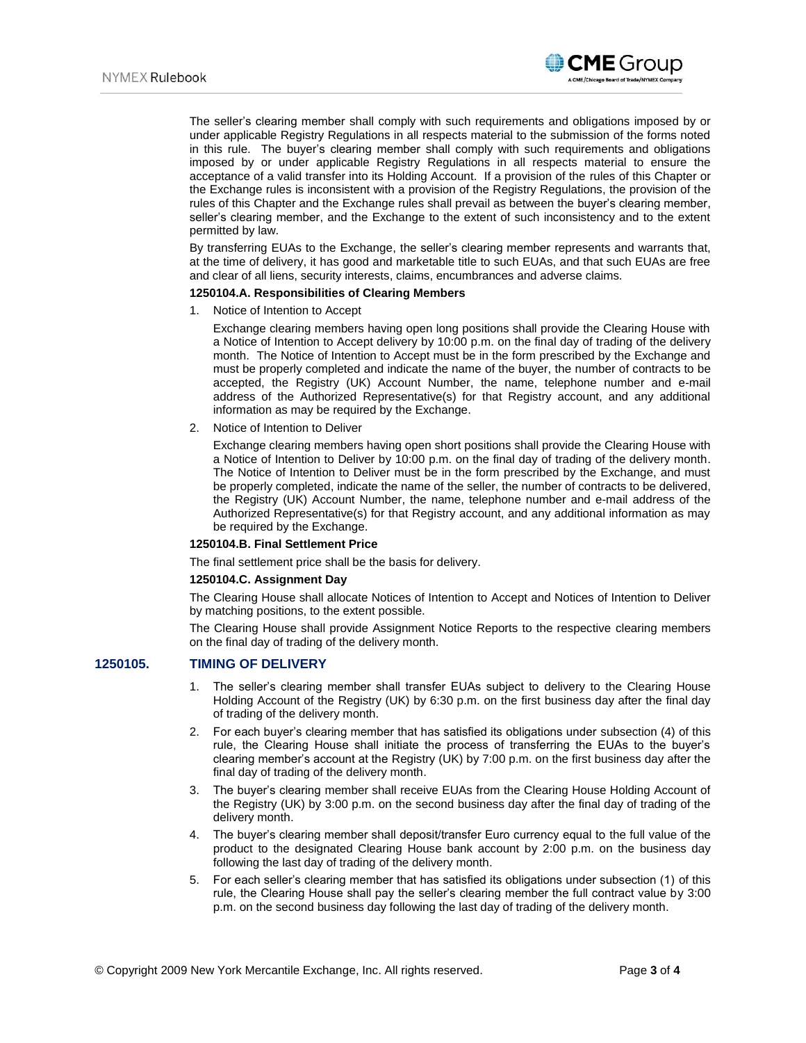The seller's clearing member shall comply with such requirements and obligations imposed by or under applicable Registry Regulations in all respects material to the submission of the forms noted in this rule. The buyer's clearing member shall comply with such requirements and obligations imposed by or under applicable Registry Regulations in all respects material to ensure the acceptance of a valid transfer into its Holding Account. If a provision of the rules of this Chapter or the Exchange rules is inconsistent with a provision of the Registry Regulations, the provision of the rules of this Chapter and the Exchange rules shall prevail as between the buyer's clearing member, seller's clearing member, and the Exchange to the extent of such inconsistency and to the extent permitted by law.

By transferring EUAs to the Exchange, the seller's clearing member represents and warrants that, at the time of delivery, it has good and marketable title to such EUAs, and that such EUAs are free and clear of all liens, security interests, claims, encumbrances and adverse claims.

**1250104.A. Responsibilities of Clearing Members**

1. Notice of Intention to Accept

   Exchange clearing members having open long positions shall provide the Clearing House with a Notice of Intention to Accept delivery by 10:00 p.m. on the final day of trading of the delivery month. The Notice of Intention to Accept must be in the form prescribed by the Exchange and must be properly completed and indicate the name of the buyer, the number of contracts to be accepted, the Registry (UK) Account Number, the name, telephone number and e-mail address of the Authorized Representative(s) for that Registry account, and any additional information as may be required by the Exchange.

2. Notice of Intention to Deliver

   Exchange clearing members having open short positions shall provide the Clearing House with a Notice of Intention to Deliver by 10:00 p.m. on the final day of trading of the delivery month. The Notice of Intention to Deliver must be in the form prescribed by the Exchange, and must be properly completed, indicate the name of the seller, the number of contracts to be delivered, the Registry (UK) Account Number, the name, telephone number and e-mail address of the Authorized Representative(s) for that Registry account, and any additional information as may be required by the Exchange.

**1250104.B. Final Settlement Price**

The final settlement price shall be the basis for delivery.

**1250104.C. Assignment Day**

The Clearing House shall allocate Notices of Intention to Accept and Notices of Intention to Deliver by matching positions, to the extent possible.

The Clearing House shall provide Assignment Notice Reports to the respective clearing members on the final day of trading of the delivery month.

## 1250105. TIMING OF DELIVERY

1. The seller's clearing member shall transfer EUAs subject to delivery to the Clearing House Holding Account of the Registry (UK) by 6:30 p.m. on the first business day after the final day of trading of the delivery month.
2. For each buyer's clearing member that has satisfied its obligations under subsection (4) of this rule, the Clearing House shall initiate the process of transferring the EUAs to the buyer's clearing member's account at the Registry (UK) by 7:00 p.m. on the first business day after the final day of trading of the delivery month.
3. The buyer's clearing member shall receive EUAs from the Clearing House Holding Account of the Registry (UK) by 3:00 p.m. on the second business day after the final day of trading of the delivery month.
4. The buyer's clearing member shall deposit/transfer Euro currency equal to the full value of the product to the designated Clearing House bank account by 2:00 p.m. on the business day following the last day of trading of the delivery month.
5. For each seller's clearing member that has satisfied its obligations under subsection (1) of this rule, the Clearing House shall pay the seller's clearing member the full contract value by 3:00 p.m. on the second business day following the last day of trading of the delivery month.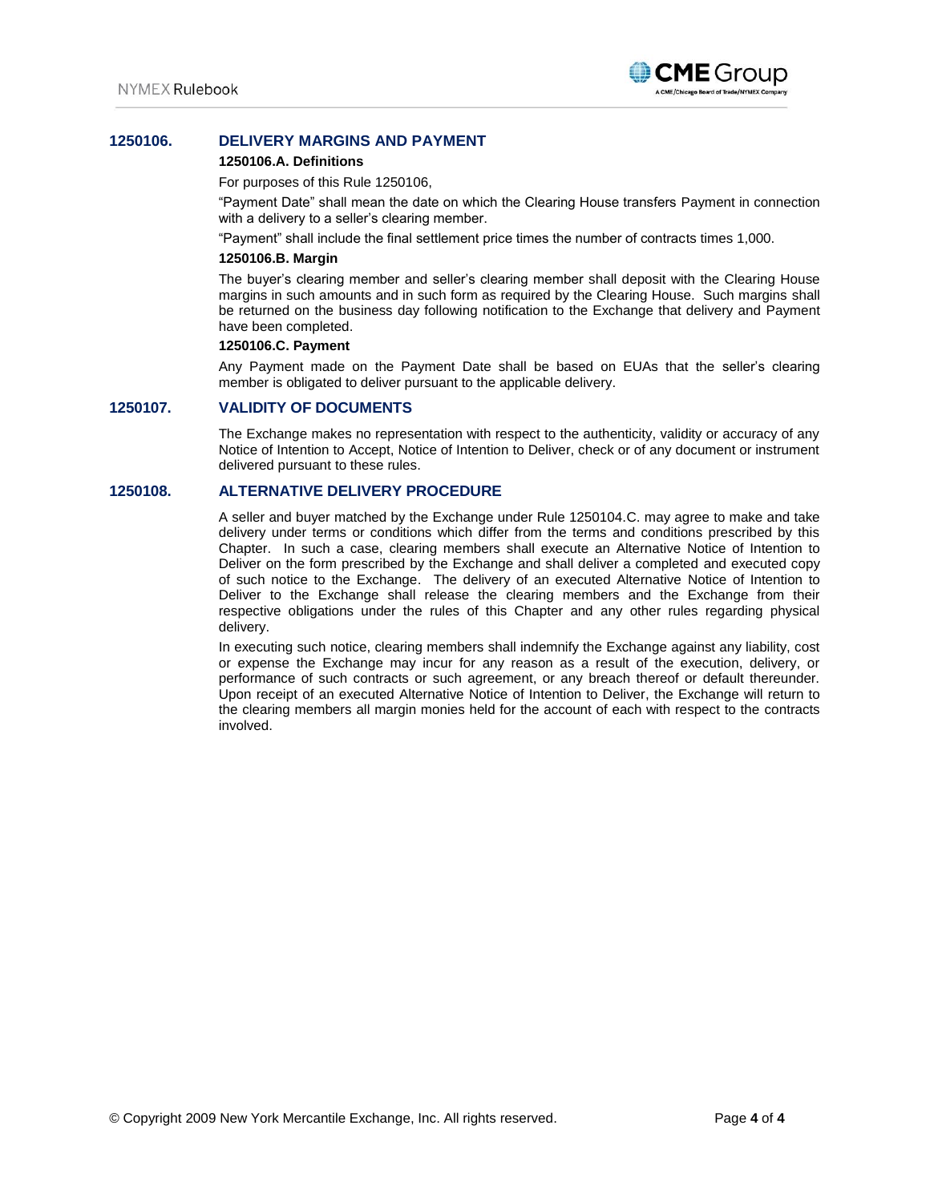## 1250106. DELIVERY MARGINS AND PAYMENT

### 1250106.A. Definitions

For purposes of this Rule 1250106,

"Payment Date" shall mean the date on which the Clearing House transfers Payment in connection with a delivery to a seller's clearing member.

"Payment" shall include the final settlement price times the number of contracts times 1,000.

### 1250106.B. Margin

The buyer's clearing member and seller's clearing member shall deposit with the Clearing House margins in such amounts and in such form as required by the Clearing House. Such margins shall be returned on the business day following notification to the Exchange that delivery and Payment have been completed.

### 1250106.C. Payment

Any Payment made on the Payment Date shall be based on EUAs that the seller's clearing member is obligated to deliver pursuant to the applicable delivery.

## 1250107. VALIDITY OF DOCUMENTS

The Exchange makes no representation with respect to the authenticity, validity or accuracy of any Notice of Intention to Accept, Notice of Intention to Deliver, check or of any document or instrument delivered pursuant to these rules.

## 1250108. ALTERNATIVE DELIVERY PROCEDURE

A seller and buyer matched by the Exchange under Rule 1250104.C. may agree to make and take delivery under terms or conditions which differ from the terms and conditions prescribed by this Chapter. In such a case, clearing members shall execute an Alternative Notice of Intention to Deliver on the form prescribed by the Exchange and shall deliver a completed and executed copy of such notice to the Exchange. The delivery of an executed Alternative Notice of Intention to Deliver to the Exchange shall release the clearing members and the Exchange from their respective obligations under the rules of this Chapter and any other rules regarding physical delivery.

In executing such notice, clearing members shall indemnify the Exchange against any liability, cost or expense the Exchange may incur for any reason as a result of the execution, delivery, or performance of such contracts or such agreement, or any breach thereof or default thereunder. Upon receipt of an executed Alternative Notice of Intention to Deliver, the Exchange will return to the clearing members all margin monies held for the account of each with respect to the contracts involved.

© Copyright 2009 New York Mercantile Exchange, Inc. All rights reserved.